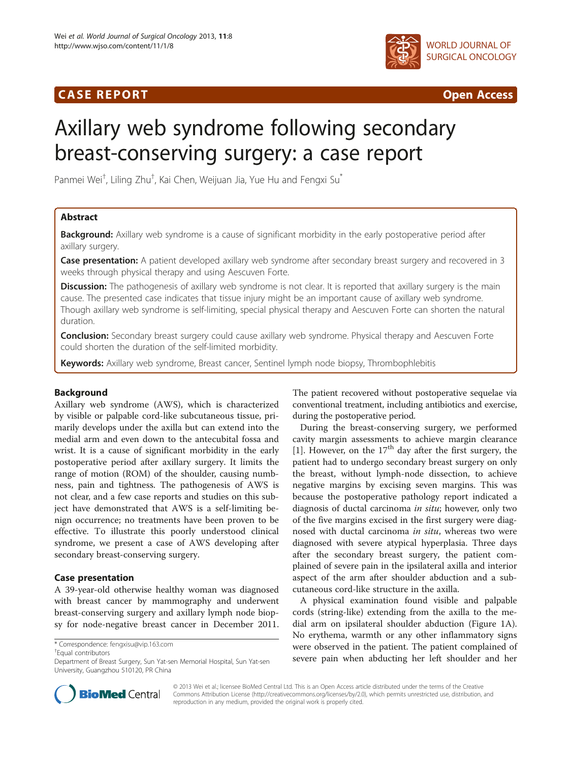CASE REPORT **Open Access**

# Axillary web syndrome following secondary breast-conserving surgery: a case report

Panmei Wei[†], Liling Zhu[†], Kai Chen, Weijuan Jia, Yue Hu and Fengxi Su[*]

## Abstract

**Background:** Axillary web syndrome is a cause of significant morbidity in the early postoperative period after axillary surgery.

**Case presentation:** A patient developed axillary web syndrome after secondary breast surgery and recovered in 3 weeks through physical therapy and using Aescuven Forte.

**Discussion:** The pathogenesis of axillary web syndrome is not clear. It is reported that axillary surgery is the main cause. The presented case indicates that tissue injury might be an important cause of axillary web syndrome. Though axillary web syndrome is self-limiting, special physical therapy and Aescuven Forte can shorten the natural duration.

**Conclusion:** Secondary breast surgery could cause axillary web syndrome. Physical therapy and Aescuven Forte could shorten the duration of the self-limited morbidity.

**Keywords:** Axillary web syndrome, Breast cancer, Sentinel lymph node biopsy, Thrombophlebitis

## Background

Axillary web syndrome (AWS), which is characterized by visible or palpable cord-like subcutaneous tissue, primarily develops under the axilla but can extend into the medial arm and even down to the antecubital fossa and wrist. It is a cause of significant morbidity in the early postoperative period after axillary surgery. It limits the range of motion (ROM) of the shoulder, causing numbness, pain and tightness. The pathogenesis of AWS is not clear, and a few case reports and studies on this subject have demonstrated that AWS is a self-limiting benign occurrence; no treatments have been proven to be effective. To illustrate this poorly understood clinical syndrome, we present a case of AWS developing after secondary breast-conserving surgery.

## Case presentation

A 39-year-old otherwise healthy woman was diagnosed with breast cancer by mammography and underwent breast-conserving surgery and axillary lymph node biopsy for node-negative breast cancer in December 2011. The patient recovered without postoperative sequelae via conventional treatment, including antibiotics and exercise, during the postoperative period.

During the breast-conserving surgery, we performed cavity margin assessments to achieve margin clearance [1]. However, on the 17$^{th}$ day after the first surgery, the patient had to undergo secondary breast surgery on only the breast, without lymph-node dissection, to achieve negative margins by excising seven margins. This was because the postoperative pathology report indicated a diagnosis of ductal carcinoma *in situ*; however, only two of the five margins excised in the first surgery were diagnosed with ductal carcinoma *in situ*, whereas two were diagnosed with severe atypical hyperplasia. Three days after the secondary breast surgery, the patient complained of severe pain in the ipsilateral axilla and interior aspect of the arm after shoulder abduction and a subcutaneous cord-like structure in the axilla.

A physical examination found visible and palpable cords (string-like) extending from the axilla to the medial arm on ipsilateral shoulder abduction (Figure 1A). No erythema, warmth or any other inflammatory signs were observed in the patient. The patient complained of severe pain when abducting her left shoulder and her

* Correspondence: fengxisu@vip.163.com
[†]Equal contributors
Department of Breast Surgery, Sun Yat-sen Memorial Hospital, Sun Yat-sen University, Guangzhou 510120, PR China

© 2013 Wei et al.; licensee BioMed Central Ltd. This is an Open Access article distributed under the terms of the Creative Commons Attribution License (http://creativecommons.org/licenses/by/2.0), which permits unrestricted use, distribution, and reproduction in any medium, provided the original work is properly cited.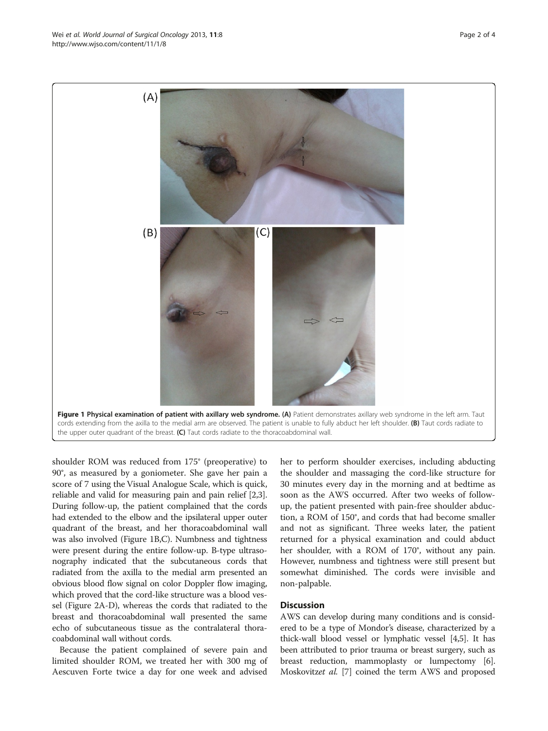**Figure 1 Physical examination of patient with axillary web syndrome. (A)** Patient demonstrates axillary web syndrome in the left arm. Taut cords extending from the axilla to the medial arm are observed. The patient is unable to fully abduct her left shoulder. **(B)** Taut cords radiate to the upper outer quadrant of the breast. **(C)** Taut cords radiate to the thoracoabdominal wall.

shoulder ROM was reduced from 175° (preoperative) to 90°, as measured by a goniometer. She gave her pain a score of 7 using the Visual Analogue Scale, which is quick, reliable and valid for measuring pain and pain relief [2,3]. During follow-up, the patient complained that the cords had extended to the elbow and the ipsilateral upper outer quadrant of the breast, and her thoracoabdominal wall was also involved (Figure 1B,C). Numbness and tightness were present during the entire follow-up. B-type ultrasonography indicated that the subcutaneous cords that radiated from the axilla to the medial arm presented an obvious blood flow signal on color Doppler flow imaging, which proved that the cord-like structure was a blood vessel (Figure 2A-D), whereas the cords that radiated to the breast and thoracoabdominal wall presented the same echo of subcutaneous tissue as the contralateral thoracoabdominal wall without cords.

Because the patient complained of severe pain and limited shoulder ROM, we treated her with 300 mg of Aescuven Forte twice a day for one week and advised her to perform shoulder exercises, including abducting the shoulder and massaging the cord-like structure for 30 minutes every day in the morning and at bedtime as soon as the AWS occurred. After two weeks of follow-up, the patient presented with pain-free shoulder abduction, a ROM of 150°, and cords that had become smaller and not as significant. Three weeks later, the patient returned for a physical examination and could abduct her shoulder, with a ROM of 170°, without any pain. However, numbness and tightness were still present but somewhat diminished. The cords were invisible and non-palpable.

## Discussion

AWS can develop during many conditions and is considered to be a type of Mondor's disease, characterized by a thick-wall blood vessel or lymphatic vessel [4,5]. It has been attributed to prior trauma or breast surgery, such as breast reduction, mammoplasty or lumpectomy [6]. Moskovitz*et al.* [7] coined the term AWS and proposed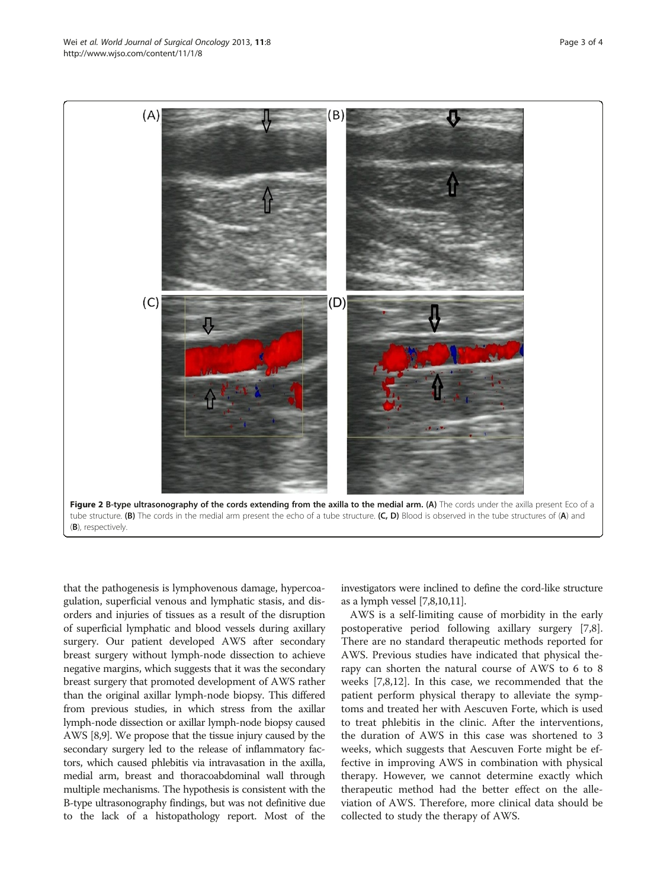**Figure 2 B-type ultrasonography of the cords extending from the axilla to the medial arm.** **(A)** The cords under the axilla present Eco of a tube structure. **(B)** The cords in the medial arm present the echo of a tube structure. **(C, D)** Blood is observed in the tube structures of (**A**) and (**B**), respectively.

that the pathogenesis is lymphovenous damage, hypercoagulation, superficial venous and lymphatic stasis, and disorders and injuries of tissues as a result of the disruption of superficial lymphatic and blood vessels during axillary surgery. Our patient developed AWS after secondary breast surgery without lymph-node dissection to achieve negative margins, which suggests that it was the secondary breast surgery that promoted development of AWS rather than the original axillar lymph-node biopsy. This differed from previous studies, in which stress from the axillar lymph-node dissection or axillar lymph-node biopsy caused AWS [8,9]. We propose that the tissue injury caused by the secondary surgery led to the release of inflammatory factors, which caused phlebitis via intravasation in the axilla, medial arm, breast and thoracoabdominal wall through multiple mechanisms. The hypothesis is consistent with the B-type ultrasonography findings, but was not definitive due to the lack of a histopathology report. Most of the investigators were inclined to define the cord-like structure as a lymph vessel [7,8,10,11].

AWS is a self-limiting cause of morbidity in the early postoperative period following axillary surgery [7,8]. There are no standard therapeutic methods reported for AWS. Previous studies have indicated that physical therapy can shorten the natural course of AWS to 6 to 8 weeks [7,8,12]. In this case, we recommended that the patient perform physical therapy to alleviate the symptoms and treated her with Aescuven Forte, which is used to treat phlebitis in the clinic. After the interventions, the duration of AWS in this case was shortened to 3 weeks, which suggests that Aescuven Forte might be effective in improving AWS in combination with physical therapy. However, we cannot determine exactly which therapeutic method had the better effect on the alleviation of AWS. Therefore, more clinical data should be collected to study the therapy of AWS.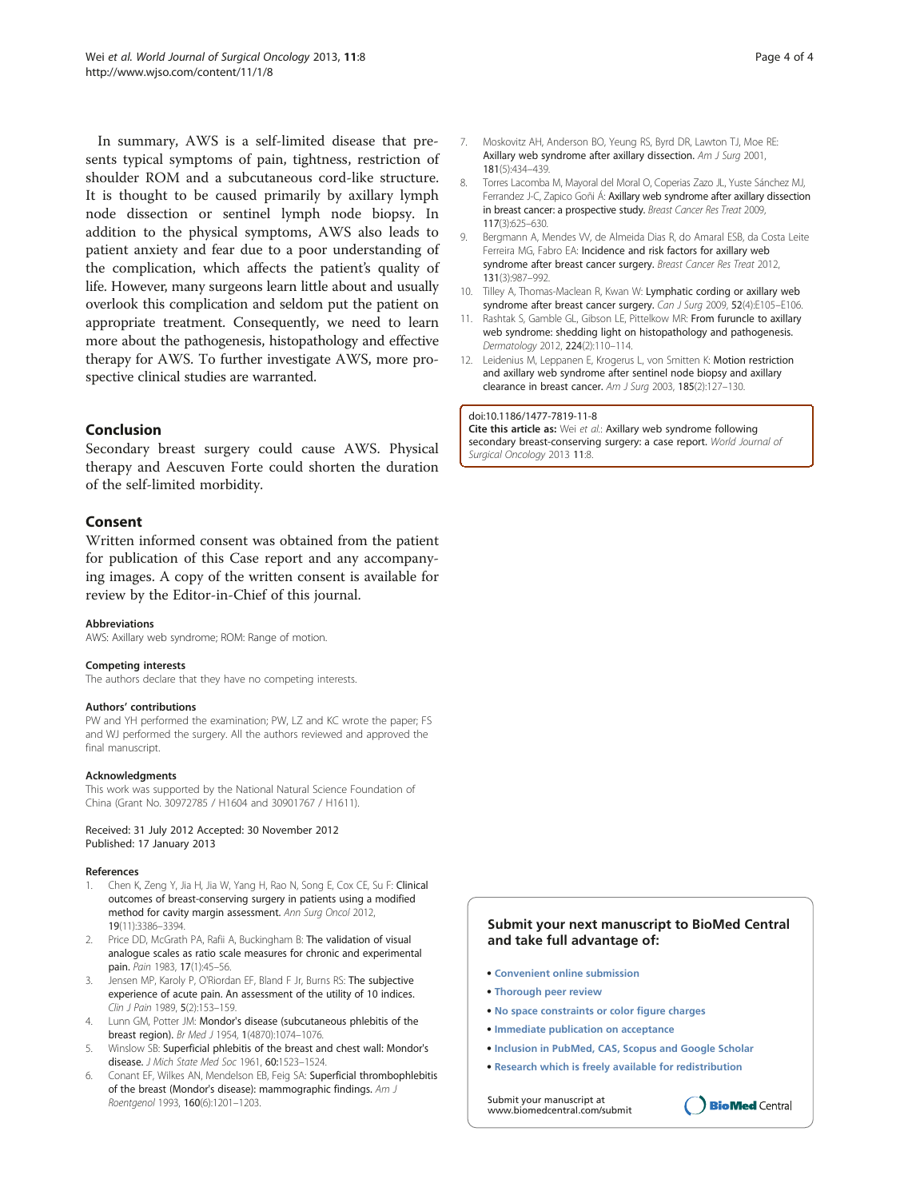In summary, AWS is a self-limited disease that presents typical symptoms of pain, tightness, restriction of shoulder ROM and a subcutaneous cord-like structure. It is thought to be caused primarily by axillary lymph node dissection or sentinel lymph node biopsy. In addition to the physical symptoms, AWS also leads to patient anxiety and fear due to a poor understanding of the complication, which affects the patient's quality of life. However, many surgeons learn little about and usually overlook this complication and seldom put the patient on appropriate treatment. Consequently, we need to learn more about the pathogenesis, histopathology and effective therapy for AWS. To further investigate AWS, more prospective clinical studies are warranted.

## Conclusion

Secondary breast surgery could cause AWS. Physical therapy and Aescuven Forte could shorten the duration of the self-limited morbidity.

## Consent

Written informed consent was obtained from the patient for publication of this Case report and any accompanying images. A copy of the written consent is available for review by the Editor-in-Chief of this journal.

#### Abbreviations

AWS: Axillary web syndrome; ROM: Range of motion.

#### Competing interests

The authors declare that they have no competing interests.

#### Authors' contributions

PW and YH performed the examination; PW, LZ and KC wrote the paper; FS and WJ performed the surgery. All the authors reviewed and approved the final manuscript.

#### Acknowledgments

This work was supported by the National Natural Science Foundation of China (Grant No. 30972785 / H1604 and 30901767 / H1611).

Received: 31 July 2012 Accepted: 30 November 2012
Published: 17 January 2013

#### References

1. Chen K, Zeng Y, Jia H, Jia W, Yang H, Rao N, Song E, Cox CE, Su F: **Clinical outcomes of breast-conserving surgery in patients using a modified method for cavity margin assessment.** *Ann Surg Oncol* 2012, **19**(11):3386–3394.
2. Price DD, McGrath PA, Rafii A, Buckingham B: **The validation of visual analogue scales as ratio scale measures for chronic and experimental pain.** *Pain* 1983, **17**(1):45–56.
3. Jensen MP, Karoly P, O'Riordan EF, Bland F Jr, Burns RS: **The subjective experience of acute pain. An assessment of the utility of 10 indices.** *Clin J Pain* 1989, **5**(2):153–159.
4. Lunn GM, Potter JM: **Mondor's disease (subcutaneous phlebitis of the breast region).** *Br Med J* 1954, **1**(4870):1074–1076.
5. Winslow SB: **Superficial phlebitis of the breast and chest wall: Mondor's disease.** *J Mich State Med Soc* 1961, **60**:1523–1524.
6. Conant EF, Wilkes AN, Mendelson EB, Feig SA: **Superficial thrombophlebitis of the breast (Mondor's disease): mammographic findings.** *Am J Roentgenol* 1993, **160**(6):1201–1203.
7. Moskovitz AH, Anderson BO, Yeung RS, Byrd DR, Lawton TJ, Moe RE: **Axillary web syndrome after axillary dissection.** *Am J Surg* 2001, **181**(5):434–439.
8. Torres Lacomba M, Mayoral del Moral O, Coperias Zazo JL, Yuste Sánchez MJ, Ferrandez J-C, Zapico Goñi Á: **Axillary web syndrome after axillary dissection in breast cancer: a prospective study.** *Breast Cancer Res Treat* 2009, **117**(3):625–630.
9. Bergmann A, Mendes VV, de Almeida Dias R, do Amaral ESB, da Costa Leite Ferreira MG, Fabro EA: **Incidence and risk factors for axillary web syndrome after breast cancer surgery.** *Breast Cancer Res Treat* 2012, **131**(3):987–992.
10. Tilley A, Thomas-Maclean R, Kwan W: **Lymphatic cording or axillary web syndrome after breast cancer surgery.** *Can J Surg* 2009, **52**(4):E105–E106.
11. Rashtak S, Gamble GL, Gibson LE, Pittelkow MR: **From furuncle to axillary web syndrome: shedding light on histopathology and pathogenesis.** *Dermatology* 2012, **224**(2):110–114.
12. Leidenius M, Leppanen E, Krogerus L, von Smitten K: **Motion restriction and axillary web syndrome after sentinel node biopsy and axillary clearance in breast cancer.** *Am J Surg* 2003, **185**(2):127–130.

doi:10.1186/1477-7819-11-8
**Cite this article as:** Wei *et al.*: Axillary web syndrome following secondary breast-conserving surgery: a case report. *World Journal of Surgical Oncology* 2013 **11**:8.